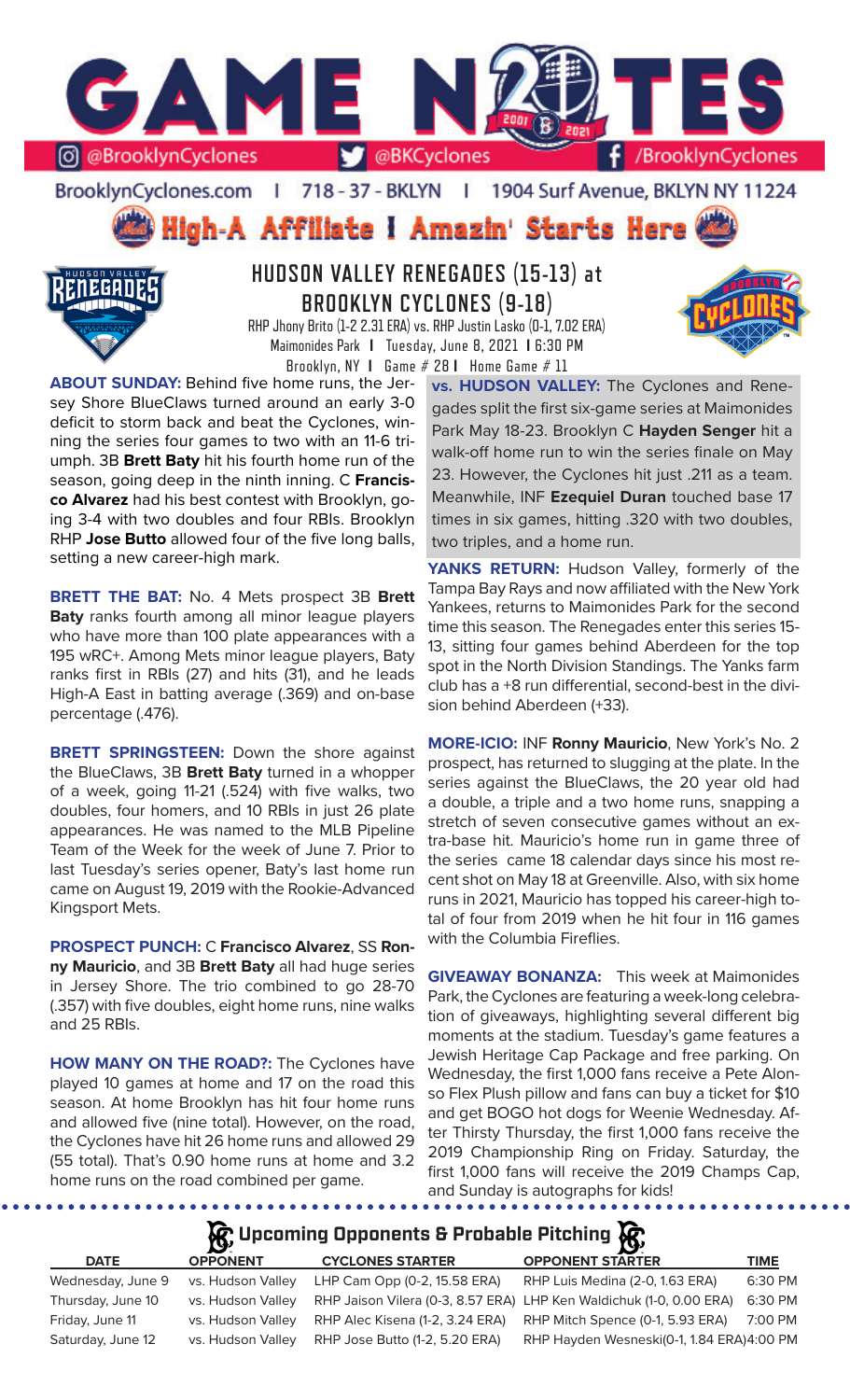# GAME NOTES

@BrooklynCyclones | @BKCyclones | /BrooklynCyclones

BrooklynCyclones.com | 718-37-BKLYN | 1904 Surf Avenue, BKLYN NY 11224

**High-A Affiliate | Amazin' Starts Here**

## HUDSON VALLEY RENEGADES (15-13) at BROOKLYN CYCLONES (9-18)

RHP Jhony Brito (1-2 2.31 ERA) vs. RHP Justin Lasko (0-1, 7.02 ERA)
Maimonides Park | Tuesday, June 8, 2021 | 6:30 PM
Brooklyn, NY | Game # 28 | Home Game # 11

**ABOUT SUNDAY:** Behind five home runs, the Jersey Shore BlueClaws turned around an early 3-0 deficit to storm back and beat the Cyclones, winning the series four games to two with an 11-6 triumph. 3B **Brett Baty** hit his fourth home run of the season, going deep in the ninth inning. C **Francisco Alvarez** had his best contest with Brooklyn, going 3-4 with two doubles and four RBIs. Brooklyn RHP **Jose Butto** allowed four of the five long balls, setting a new career-high mark.

**BRETT THE BAT:** No. 4 Mets prospect 3B **Brett Baty** ranks fourth among all minor league players who have more than 100 plate appearances with a 195 wRC+. Among Mets minor league players, Baty ranks first in RBIs (27) and hits (31), and he leads High-A East in batting average (.369) and on-base percentage (.476).

**BRETT SPRINGSTEEN:** Down the shore against the BlueClaws, 3B **Brett Baty** turned in a whopper of a week, going 11-21 (.524) with five walks, two doubles, four homers, and 10 RBIs in just 26 plate appearances. He was named to the MLB Pipeline Team of the Week for the week of June 7. Prior to last Tuesday's series opener, Baty's last home run came on August 19, 2019 with the Rookie-Advanced Kingsport Mets.

**PROSPECT PUNCH:** C **Francisco Alvarez**, SS **Ronny Mauricio**, and 3B **Brett Baty** all had huge series in Jersey Shore. The trio combined to go 28-70 (.357) with five doubles, eight home runs, nine walks and 25 RBIs.

**HOW MANY ON THE ROAD?:** The Cyclones have played 10 games at home and 17 on the road this season. At home Brooklyn has hit four home runs and allowed five (nine total). However, on the road, the Cyclones have hit 26 home runs and allowed 29 (55 total). That's 0.90 home runs at home and 3.2 home runs on the road combined per game.

**vs. HUDSON VALLEY:** The Cyclones and Renegades split the first six-game series at Maimonides Park May 18-23. Brooklyn C **Hayden Senger** hit a walk-off home run to win the series finale on May 23. However, the Cyclones hit just .211 as a team. Meanwhile, INF **Ezequiel Duran** touched base 17 times in six games, hitting .320 with two doubles, two triples, and a home run.

**YANKS RETURN:** Hudson Valley, formerly of the Tampa Bay Rays and now affiliated with the New York Yankees, returns to Maimonides Park for the second time this season. The Renegades enter this series 15-13, sitting four games behind Aberdeen for the top spot in the North Division Standings. The Yanks farm club has a +8 run differential, second-best in the division behind Aberdeen (+33).

**MORE-ICIO:** INF **Ronny Mauricio**, New York's No. 2 prospect, has returned to slugging at the plate. In the series against the BlueClaws, the 20 year old had a double, a triple and a two home runs, snapping a stretch of seven consecutive games without an extra-base hit. Mauricio's home run in game three of the series came 18 calendar days since his most recent shot on May 18 at Greenville. Also, with six home runs in 2021, Mauricio has topped his career-high total of four from 2019 when he hit four in 116 games with the Columbia Fireflies.

**GIVEAWAY BONANZA:** This week at Maimonides Park, the Cyclones are featuring a week-long celebration of giveaways, highlighting several different big moments at the stadium. Tuesday's game features a Jewish Heritage Cap Package and free parking. On Wednesday, the first 1,000 fans receive a Pete Alonso Flex Plush pillow and fans can buy a ticket for $10 and get BOGO hot dogs for Weenie Wednesday. After Thirsty Thursday, the first 1,000 fans receive the 2019 Championship Ring on Friday. Saturday, the first 1,000 fans will receive the 2019 Champs Cap, and Sunday is autographs for kids!

## Upcoming Opponents & Probable Pitching

| DATE | OPPONENT | CYCLONES STARTER | OPPONENT STARTER | TIME |
|---|---|---|---|---|
| Wednesday, June 9 | vs. Hudson Valley | LHP Cam Opp (0-2, 15.58 ERA) | RHP Luis Medina (2-0, 1.63 ERA) | 6:30 PM |
| Thursday, June 10 | vs. Hudson Valley | RHP Jaison Vilera (0-3, 8.57 ERA) | LHP Ken Waldichuk (1-0, 0.00 ERA) | 6:30 PM |
| Friday, June 11 | vs. Hudson Valley | RHP Alec Kisena (1-2, 3.24 ERA) | RHP Mitch Spence (0-1, 5.93 ERA) | 7:00 PM |
| Saturday, June 12 | vs. Hudson Valley | RHP Jose Butto (1-2, 5.20 ERA) | RHP Hayden Wesneski(0-1, 1.84 ERA) | 4:00 PM |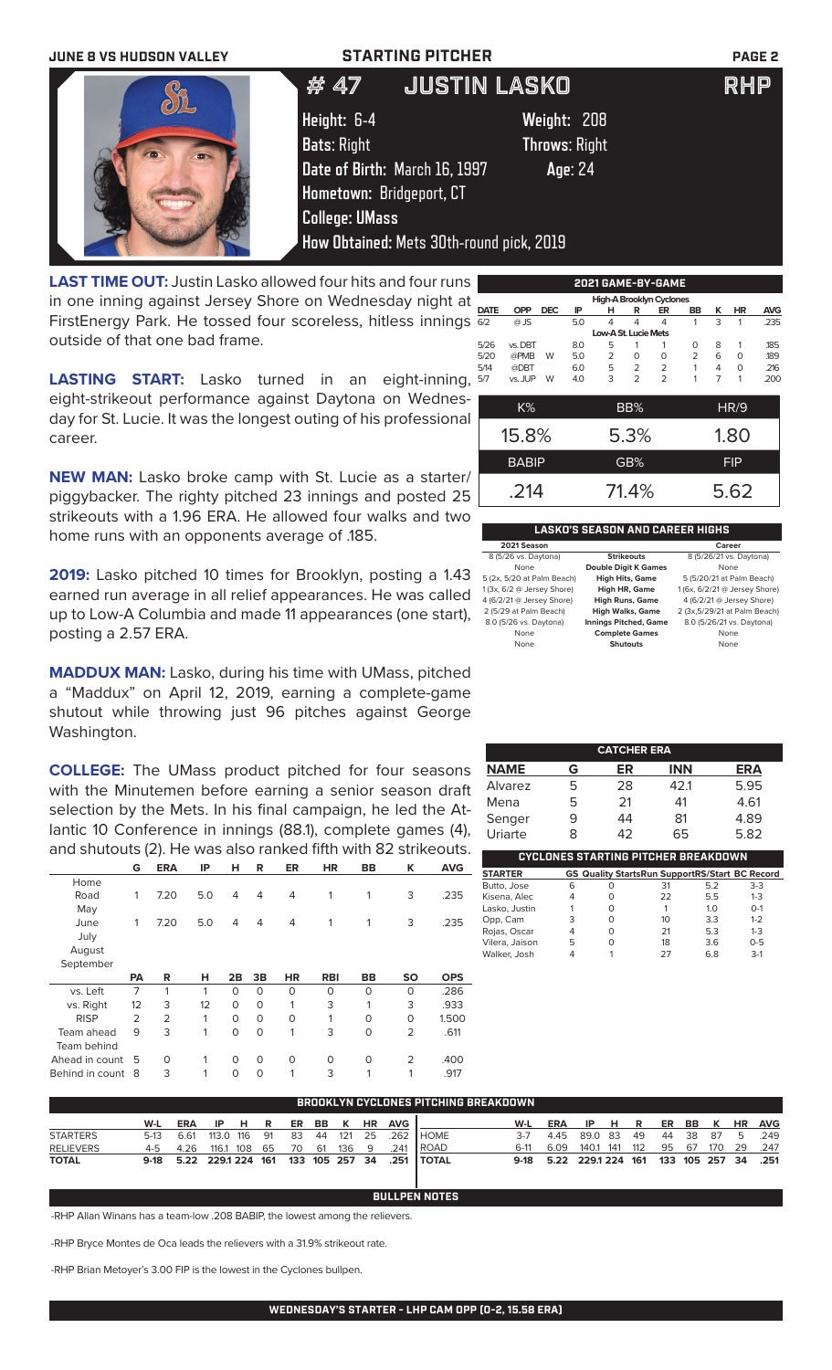JUNE 8 VS HUDSON VALLEY — STARTING PITCHER

# # 47 JUSTIN LASKO — RHP

**Height:** 6-4 **Weight:** 208
**Bats:** Right **Throws:** Right
**Date of Birth:** March 16, 1997 **Age:** 24
**Hometown:** Bridgeport, CT
**College:** UMass
**How Obtained:** Mets 30th-round pick, 2019

**LAST TIME OUT:** Justin Lasko allowed four hits and four runs in one inning against Jersey Shore on Wednesday night at FirstEnergy Park. He tossed four scoreless, hitless innings outside of that one bad frame.

**LASTING START:** Lasko turned in an eight-inning, eight-strikeout performance against Daytona on Wednesday for St. Lucie. It was the longest outing of his professional career.

**NEW MAN:** Lasko broke camp with St. Lucie as a starter/piggybacker. The righty pitched 23 innings and posted 25 strikeouts with a 1.96 ERA. He allowed four walks and two home runs with an opponents average of .185.

**2019:** Lasko pitched 10 times for Brooklyn, posting a 1.43 earned run average in all relief appearances. He was called up to Low-A Columbia and made 11 appearances (one start), posting a 2.57 ERA.

**MADDUX MAN:** Lasko, during his time with UMass, pitched a "Maddux" on April 12, 2019, earning a complete-game shutout while throwing just 96 pitches against George Washington.

**COLLEGE:** The UMass product pitched for four seasons with the Minutemen before earning a senior season draft selection by the Mets. In his final campaign, he led the Atlantic 10 Conference in innings (88.1), complete games (4), and shutouts (2). He was also ranked fifth with 82 strikeouts.

| | G | ERA | IP | H | R | ER | HR | BB | K | AVG |
|---|---|---|---|---|---|---|---|---|---|---|
| Home | | | | | | | | | | |
| Road | 1 | 7.20 | 5.0 | 4 | 4 | 4 | 1 | 1 | 3 | .235 |
| May | | | | | | | | | | |
| June | 1 | 7.20 | 5.0 | 4 | 4 | 4 | 1 | 1 | 3 | .235 |
| July | | | | | | | | | | |
| August | | | | | | | | | | |
| September | | | | | | | | | | |

| | PA | R | H | 2B | 3B | HR | RBI | BB | SO | OPS |
|---|---|---|---|---|---|---|---|---|---|---|
| vs. Left | 7 | 1 | 1 | 0 | 0 | 0 | 0 | 0 | 0 | .286 |
| vs. Right | 12 | 3 | 12 | 0 | 0 | 1 | 3 | 1 | 3 | .933 |
| RISP | 2 | 2 | 1 | 0 | 0 | 0 | 1 | 0 | 0 | 1.500 |
| Team ahead | 9 | 3 | 1 | 0 | 0 | 1 | 3 | 0 | 2 | .611 |
| Team behind | | | | | | | | | | |
| Ahead in count | 5 | 0 | 1 | 0 | 0 | 0 | 0 | 0 | 2 | .400 |
| Behind in count | 8 | 3 | 1 | 0 | 0 | 1 | 3 | 1 | 1 | .917 |

## 2021 GAME-BY-GAME

| DATE | OPP | DEC | IP | H | R | ER | BB | K | HR | AVG |
|---|---|---|---|---|---|---|---|---|---|---|
| **High-A Brooklyn Cyclones** | | | | | | | | | | |
| 6/2 | @JS | | 5.0 | 4 | 4 | 4 | 1 | 3 | 1 | .235 |
| **Low-A St. Lucie Mets** | | | | | | | | | | |
| 5/26 | vs. DBT | | 8.0 | 5 | 1 | 1 | 0 | 8 | 1 | .185 |
| 5/20 | @PMB | W | 5.0 | 2 | 0 | 0 | 2 | 6 | 0 | .189 |
| 5/14 | @DBT | | 6.0 | 5 | 2 | 2 | 1 | 4 | 0 | .216 |
| 5/7 | vs. JUP | W | 4.0 | 3 | 2 | 2 | 1 | 7 | 1 | .200 |

| K% | BB% | HR/9 |
|---|---|---|
| 15.8% | 5.3% | 1.80 |
| **BABIP** | **GB%** | **FIP** |
| .214 | 71.4% | 5.62 |

## LASKO'S SEASON AND CAREER HIGHS

| 2021 Season | | Career |
|---|---|---|
| 8 (5/26 vs. Daytona) | Strikeouts | 8 (5/26/21 vs. Daytona) |
| None | Double Digit K Games | None |
| 5 (2x, 5/20 at Palm Beach) | High Hits, Game | 5 (5/20/21 at Palm Beach) |
| 1 (3x, 6/2 @ Jersey Shore) | High HR, Game | 1 (6x, 6/2/21 @ Jersey Shore) |
| 4 (6/2/21 @ Jersey Shore) | High Runs, Game | 4 (6/2/21 @ Jersey Shore) |
| 2 (5/29 at Palm Beach) | High Walks, Game | 2 (3x,5/29/21 at Palm Beach) |
| 8.0 (5/26 vs. Daytona) | Innings Pitched, Game | 8.0 (5/26/21 vs. Daytona) |
| None | Complete Games | None |
| None | Shutouts | None |

## CATCHER ERA

| NAME | G | ER | INN | ERA |
|---|---|---|---|---|
| Alvarez | 5 | 28 | 42.1 | 5.95 |
| Mena | 5 | 21 | 41 | 4.61 |
| Senger | 9 | 44 | 81 | 4.89 |
| Uriarte | 8 | 42 | 65 | 5.82 |

## CYCLONES STARTING PITCHER BREAKDOWN

| STARTER | GS | Quality Starts | Run Support | RS/Start | BC Record |
|---|---|---|---|---|---|
| Butto, Jose | 6 | 0 | 31 | 5.2 | 3-3 |
| Kisena, Alec | 4 | 0 | 22 | 5.5 | 1-3 |
| Lasko, Justin | 1 | 0 | 1 | 1.0 | 0-1 |
| Opp, Cam | 3 | 0 | 10 | 3.3 | 1-2 |
| Rojas, Oscar | 4 | 0 | 21 | 5.3 | 1-3 |
| Vilera, Jaison | 5 | 0 | 18 | 3.6 | 0-5 |
| Walker, Josh | 4 | 1 | 27 | 6.8 | 3-1 |

## BROOKLYN CYCLONES PITCHING BREAKDOWN

| | W-L | ERA | IP | H | R | ER | BB | K | HR | AVG |
|---|---|---|---|---|---|---|---|---|---|---|
| STARTERS | 5-13 | 6.61 | 113.0 | 116 | 91 | 83 | 44 | 121 | 25 | .262 |
| RELIEVERS | 4-5 | 4.26 | 116.1 | 108 | 65 | 70 | 61 | 136 | 9 | .241 |
| **TOTAL** | **9-18** | **5.22** | **229.1** | **224** | **161** | **133** | **105** | **257** | **34** | **.251** |

| | W-L | ERA | IP | H | R | ER | BB | K | HR | AVG |
|---|---|---|---|---|---|---|---|---|---|---|
| HOME | 3-7 | 4.45 | 89.0 | 83 | 49 | 44 | 38 | 87 | 5 | .249 |
| ROAD | 6-11 | 6.09 | 140.1 | 141 | 112 | 95 | 67 | 170 | 29 | .247 |
| **TOTAL** | **9-18** | **5.22** | **229.1** | **224** | **161** | **133** | **105** | **257** | **34** | **.251** |

## BULLPEN NOTES

-RHP Allan Winans has a team-low .208 BABIP, the lowest among the relievers.

-RHP Bryce Montes de Oca leads the relievers with a 31.9% strikeout rate.

-RHP Brian Metoyer's 3.00 FIP is the lowest in the Cyclones bullpen.

**WEDNESDAY'S STARTER - LHP CAM OPP (0-2, 15.58 ERA)**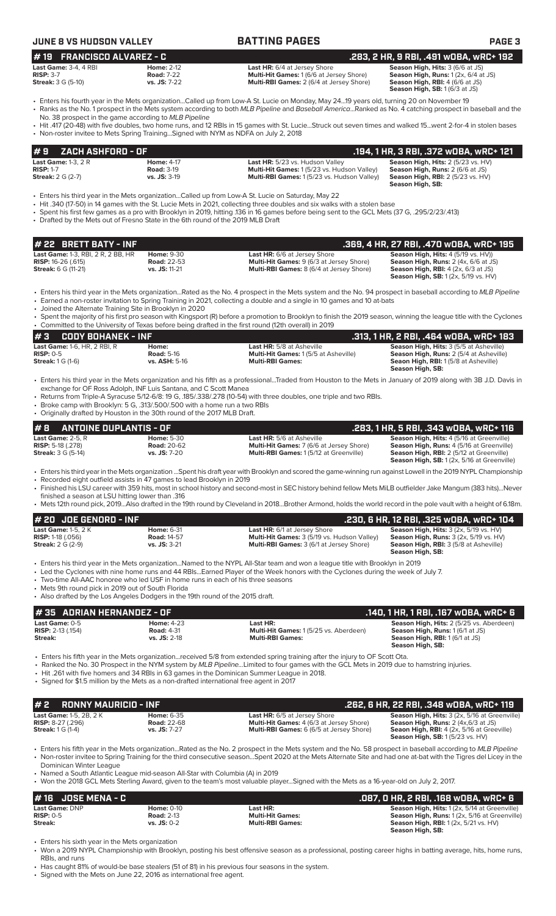**JUNE 8 VS HUDSON VALLEY** — **BATTING PAGES**

## #19 FRANCISCO ALVAREZ - C — .283, 2 HR, 9 RBI, .491 wOBA, wRC+ 192

| | | | |
|---|---|---|---|
| **Last Game:** 3-4, 4 RBI | **Home:** 2-12 | **Last HR:** 6/4 at Jersey Shore | **Season High, Hits:** 3 (6/6 at JS) |
| **RISP:** 3-7 | **Road:** 7-22 | **Multi-Hit Games:** 1 (6/6 at Jersey Shore) | **Season High, Runs:** 1 (2x, 6/4 at JS) |
| **Streak:** 3 G (5-10) | **vs. JS:** 7-22 | **Multi-RBI Games:** 2 (6/4 at Jersey Shore) | **Season High, RBI:** 4 (6/6 at JS) |
| | | | **Season High, SB:** 1 (6/3 at JS) |

- Enters his fourth year in the Mets organization...Called up from Low-A St. Lucie on Monday, May 24...19 years old, turning 20 on November 19
- Ranks as the No. 1 prospect in the Mets system according to both *MLB Pipeline* and *Baseball America*...Ranked as No. 4 catching prospect in baseball and the No. 38 prospect in the game according to *MLB Pipeline*
- Hit .417 (20-48) with five doubles, two home runs, and 12 RBIs in 15 games with St. Lucie...Struck out seven times and walked 15...went 2-for-4 in stolen bases
- Non-roster invitee to Mets Spring Training...Signed with NYM as NDFA on July 2, 2018

## #9 ZACH ASHFORD - OF — .194, 1 HR, 3 RBI, .372 wOBA, wRC+ 121

| | | | |
|---|---|---|---|
| **Last Game:** 1-3, 2 R | **Home:** 4-17 | **Last HR:** 5/23 vs. Hudson Valley | **Season High, Hits:** 2 (5/23 vs. HV) |
| **RISP:** 1-7 | **Road:** 3-19 | **Multi-Hit Games:** 1 (5/23 vs. Hudson Valley) | **Season High, Runs:** 2 (6/6 at JS) |
| **Streak:** 2 G (2-7) | **vs. JS:** 3-19 | **Multi-RBI Games:** 1 (5/23 vs. Hudson Valley) | **Season High, RBI:** 2 (5/23 vs. HV) |
| | | | **Season High, SB:** |

- Enters his third year in the Mets organization...Called up from Low-A St. Lucie on Saturday, May 22
- Hit .340 (17-50) in 14 games with the St. Lucie Mets in 2021, collecting three doubles and six walks with a stolen base
- Spent his first few games as a pro with Brooklyn in 2019, hitting .136 in 16 games before being sent to the GCL Mets (37 G, .295/2/23/.413)
- Drafted by the Mets out of Fresno State in the 6th round of the 2019 MLB Draft

## #22 BRETT BATY - INF — .369, 4 HR, 27 RBI, .470 wOBA, wRC+ 195

| | | | |
|---|---|---|---|
| **Last Game:** 1-3, RBI, 2 R, 2 BB, HR | **Home:** 9-30 | **Last HR:** 6/6 at Jersey Shore | **Season High, Hits:** 4 (5/19 vs. HV)) |
| **RISP:** 16-26 (.615) | **Road:** 22-53 | **Multi-Hit Games:** 9 (6/3 at Jersey Shore) | **Season High, Runs:** 2 (4x, 6/6 at JS) |
| **Streak:** 6 G (11-21) | **vs. JS:** 11-21 | **Multi-RBI Games:** 8 (6/4 at Jersey Shore) | **Season High, RBI:** 4 (2x, 6/3 at JS) |
| | | | **Season High, SB:** 1 (2x, 5/19 vs. HV) |

- Enters his third year in the Mets organization...Rated as the No. 4 prospect in the Mets system and the No. 94 prospect in baseball according to *MLB Pipeline*
- Earned a non-roster invitation to Spring Training in 2021, collecting a double and a single in 10 games and 10 at-bats
- Joined the Alternate Training Site in Brooklyn in 2020
- Spent the majority of his first pro season with Kingsport (R) before a promotion to Brooklyn to finish the 2019 season, winning the league title with the Cyclones
- Committed to the University of Texas before being drafted in the first round (12th overall) in 2019

## #3 CODY BOHANEK - INF — .313, 1 HR, 2 RBI, .464 wOBA, wRC+ 183

| | | | |
|---|---|---|---|
| **Last Game:** 1-6, HR, 2 RBI, R | **Home:** | **Last HR:** 5/8 at Asheville | **Season High, Hits:** 3 (5/5 at Asheville) |
| **RISP:** 0-5 | **Road:** 5-16 | **Multi-Hit Games:** 1 (5/5 at Asheville) | **Season High, Runs:** 2 (5/4 at Asheville) |
| **Streak:** 1 G (1-6) | **vs. ASH:** 5-16 | **Multi-RBI Games:** | **Seaon High, RBI:** 1 (5/8 at Asheville) |
| | | | **Season High, SB:** |

- Enters his third year in the Mets organization and his fifth as a professional...Traded from Houston to the Mets in January of 2019 along with 3B J.D. Davis in exchange for OF Ross Adolph, INF Luis Santana, and C Scott Manea
- Returns from Triple-A Syracuse 5/12-6/8: 19 G, .185/.338/.278 (10-54) with three doubles, one triple and two RBIs.
- Broke camp with Brooklyn: 5 G, .313/.500/.500 with a home run a two RBIs
- Originally drafted by Houston in the 30th round of the 2017 MLB Draft.

## #8 ANTOINE DUPLANTIS - OF — .283, 1 HR, 5 RBI, .343 wOBA, wRC+ 116

| | | | |
|---|---|---|---|
| **Last Game:** 2-5, R | **Home:** 5-30 | **Last HR:** 5/6 at Asheville | **Season High, Hits:** 4 (5/16 at Greenville) |
| **RISP:** 5-18 (.278) | **Road:** 20-62 | **Multi-Hit Games:** 7 (6/6 at Jersey Shore) | **Season High, Runs:** 4 (5/16 at Greenville) |
| **Streak:** 3 G (5-14) | **vs. JS:** 7-20 | **Multi-RBI Games:** 1 (5/12 at Greenville) | **Season High, RBI:** 2 (5/12 at Greenville) |
| | | | **Season High, SB:** 1 (2x, 5/16 at Greenville) |

- Enters his third year in the Mets organization ...Spent his draft year with Brooklyn and scored the game-winning run against Lowell in the 2019 NYPL Championship
- Recorded eight outfield assists in 47 games to lead Brooklyn in 2019
- Finished his LSU career with 359 hits, most in school history and second-most in SEC history behind fellow Mets MiLB outfielder Jake Mangum (383 hits)...Never finished a season at LSU hitting lower than .316
- Mets 12th round pick, 2019...Also drafted in the 19th round by Cleveland in 2018...Brother Armond, holds the world record in the pole vault with a height of 6.18m.

## #20 JOE GENORD - INF — .230, 6 HR, 12 RBI, .325 wOBA, wRC+ 104

| | | | |
|---|---|---|---|
| **Last Game:** 1-5, 2 K | **Home:** 6-31 | **Last HR:** 6/1 at Jersey Shore | **Season High, Hits:** 3 (2x, 5/19 vs. HV) |
| **RISP:** 1-18 (.056) | **Road:** 14-57 | **Multi-Hit Games:** 3 (5/19 vs. Hudson Valley) | **Season High, Runs:** 3 (2x, 5/19 vs. HV) |
| **Streak:** 2 G (2-9) | **vs. JS:** 3-21 | **Multi-RBI Games:** 3 (6/1 at Jersey Shore) | **Season High, RBI:** 3 (5/8 at Asheville) |
| | | | **Season High, SB:** |

- Enters his third year in the Mets organization...Named to the NYPL All-Star team and won a league title with Brooklyn in 2019
- Led the Cyclones with nine home runs and 44 RBIs...Earned Player of the Week honors with the Cyclones during the week of July 7.
- Two-time All-AAC honoree who led USF in home runs in each of his three seasons
- Mets 9th round pick in 2019 out of South Florida
- Also drafted by the Los Angeles Dodgers in the 19th round of the 2015 draft.

## #35 ADRIAN HERNANDEZ - OF — .140, 1 HR, 1 RBI, .167 wOBA, wRC+ 6

| | | | |
|---|---|---|---|
| **Last Game:** 0-5 | **Home:** 4-23 | **Last HR:** | **Season High, Hits:** 2 (5/25 vs. Aberdeen) |
| **RISP:** 2-13 (.154) | **Road:** 4-31 | **Multi-Hit Games:** 1 (5/25 vs. Aberdeen) | **Season High, Runs:** 1 (6/1 at JS) |
| **Streak:** | **vs. JS:** 2-18 | **Multi-RBI Games:** | **Season High, RBI:** 1 (6/1 at JS) |
| | | | **Season High, SB:** |

- Enters his fifth year in the Mets organization...received 5/8 from extended spring training after the injury to OF Scott Ota.
- Ranked the No. 30 Prospect in the NYM system by *MLB Pipeline*...Limited to four games with the GCL Mets in 2019 due to hamstring injuries.
- Hit .261 with five homers and 34 RBIs in 63 games in the Dominican Summer League in 2018.
- Signed for $1.5 million by the Mets as a non-drafted international free agent in 2017

## #2 RONNY MAURICIO - INF — .262, 6 HR, 22 RBI, .348 wOBA, wRC+ 119

| | | | |
|---|---|---|---|
| **Last Game:** 1-5, 2B, 2 K | **Home:** 6-35 | **Last HR:** 6/5 at Jersey Shore | **Season High, Hits:** 3 (2x, 5/16 at Greenville) |
| **RISP:** 8-27 (.296) | **Road:** 22-68 | **Multi-Hit Games:** 4 (6/3 at Jersey Shore) | **Season High, Runs:** 2 (4x,6/3 at JS) |
| **Streak:** 1 G (1-4) | **vs. JS:** 7-27 | **Multi-RBI Games:** 6 (6/5 at Jersey Shore) | **Seaon High, RBI:** 4 (2x, 5/16 at Greeville) |
| | | | **Season High, SB:** 1 (5/23 vs. HV) |

- Enters his fifth year in the Mets organization...Rated as the No. 2 prospect in the Mets system and the No. 58 prospect in baseball according to *MLB Pipeline*
- Non-roster invitee to Spring Training for the third consecutive season...Spent 2020 at the Mets Alternate Site and had one at-bat with the Tigres del Licey in the Dominican Winter League
- Named a South Atlantic League mid-season All-Star with Columbia (A) in 2019
- Won the 2018 GCL Mets Sterling Award, given to the team's most valuable player...Signed with the Mets as a 16-year-old on July 2, 2017.

## #16 JOSE MENA - C — .087, 0 HR, 2 RBI, .168 wOBA, wRC+ 6

| | | | |
|---|---|---|---|
| **Last Game:** DNP | **Home:** 0-10 | **Last HR:** | **Season High, Hits:** 1 (2x, 5/14 at Greenville) |
| **RISP:** 0-5 | **Road:** 2-13 | **Multi-Hit Games:** | **Season High, Runs:** 1 (2x, 5/16 at Greenville) |
| **Streak:** | **vs. JS:** 0-2 | **Multi-RBI Games:** | **Season High, RBI:** 1 (2x, 5/21 vs. HV) |
| | | | **Season High, SB:** |

- Enters his sixth year in the Mets organization
- Won a 2019 NYPL Championship with Brooklyn, posting his best offensive season as a professional, posting career highs in batting average, hits, home runs, RBIs, and runs
- Has caught 81% of would-be base stealers (51 of 81) in his previous four seasons in the system.
- Signed with the Mets on June 22, 2016 as international free agent.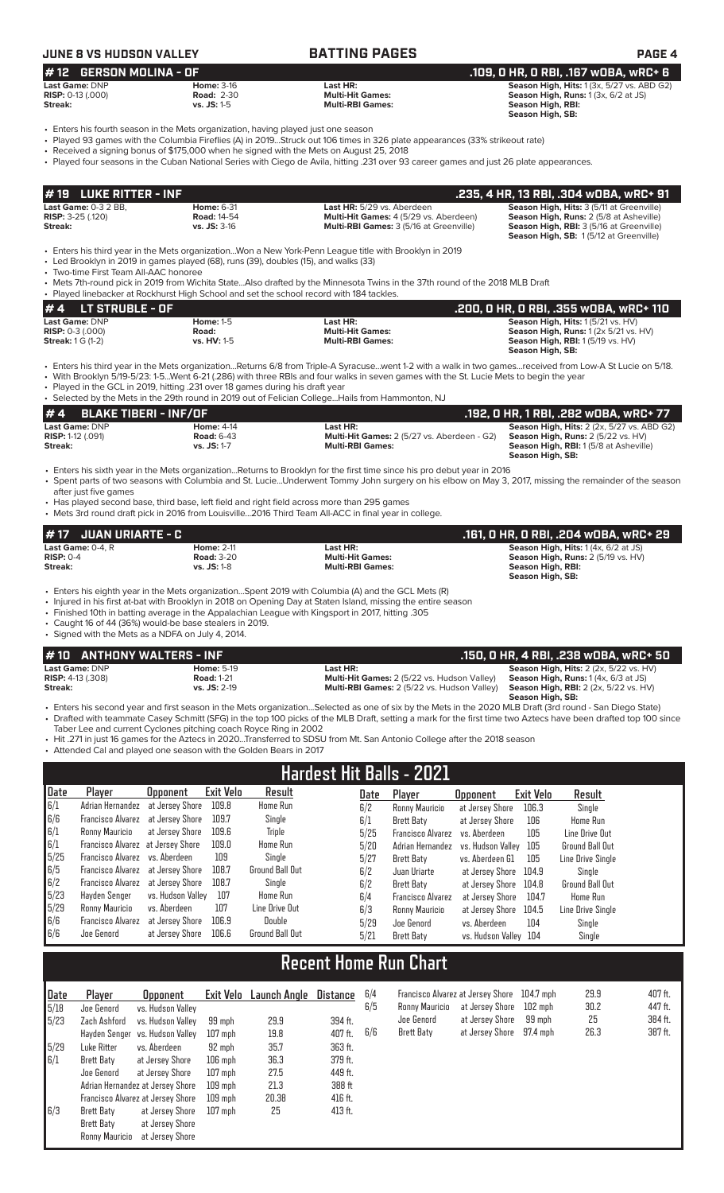## JUNE 8 VS HUDSON VALLEY — BATTING PAGES

### # 12 GERSON MOLINA - OF — .109, 0 HR, 0 RBI, .167 wOBA, wRC+ 6

**Last Game:** DNP | **Home:** 3-16 | **Last HR:** | **Season High, Hits:** 1 (3x, 5/27 vs. ABD G2)
**RISP:** 0-13 (.000) | **Road:** 2-30 | **Multi-Hit Games:** | **Season High, Runs:** 1 (3x, 6/2 at JS)
**Streak:** | **vs. JS:** 1-5 | **Multi-RBI Games:** | **Season High, RBI:**
**Season High, SB:**

- Enters his fourth season in the Mets organization, having played just one season
- Played 93 games with the Columbia Fireflies (A) in 2019...Struck out 106 times in 326 plate appearances (33% strikeout rate)
- Received a signing bonus of $175,000 when he signed with the Mets on August 25, 2018
- Played four seasons in the Cuban National Series with Ciego de Avila, hitting .231 over 93 career games and just 26 plate appearances.

### # 19 LUKE RITTER - INF — .235, 4 HR, 13 RBI, .304 wOBA, wRC+ 91

**Last Game:** 0-3 2 BB, | **Home:** 6-31 | **Last HR:** 5/29 vs. Aberdeen | **Season High, Hits:** 3 (5/11 at Greenville)
**RISP:** 3-25 (.120) | **Road:** 14-54 | **Multi-Hit Games:** 4 (5/29 vs. Aberdeen) | **Season High, Runs:** 2 (5/8 at Asheville)
**Streak:** | **vs. JS:** 3-16 | **Multi-RBI Games:** 3 (5/16 at Greenville) | **Season High, RBI:** 3 (5/16 at Greenville)
**Season High, SB:** 1 (5/12 at Greenville)

- Enters his third year in the Mets organization...Won a New York-Penn League title with Brooklyn in 2019
- Led Brooklyn in 2019 in games played (68), runs (39), doubles (15), and walks (33)
- Two-time First Team All-AAC honoree
- Mets 7th-round pick in 2019 from Wichita State...Also drafted by the Minnesota Twins in the 37th round of the 2018 MLB Draft
- Played linebacker at Rockhurst High School and set the school record with 184 tackles.

### # 4 LT STRUBLE - OF — .200, 0 HR, 0 RBI, .355 wOBA, wRC+ 110

**Last Game:** DNP | **Home:** 1-5 | **Last HR:** | **Season High, Hits:** 1 (5/21 vs. HV)
**RISP:** 0-3 (.000) | **Road:** | **Multi-Hit Games:** | **Season High, Runs:** 1 (2x 5/21 vs. HV)
**Streak:** 1 G (1-2) | **vs. HV:** 1-5 | **Multi-RBI Games:** | **Season High, RBI:** 1 (5/19 vs. HV)
**Season High, SB:**

- Enters his third year in the Mets organization...Returns 6/8 from Triple-A Syracuse...went 1-2 with a walk in two games...received from Low-A St Lucie on 5/18.
- With Brooklyn 5/19-5/23: 1-5...Went 6-21 (.286) with three RBIs and four walks in seven games with the St. Lucie Mets to begin the year
- Played in the GCL in 2019, hitting .231 over 18 games during his draft year
- Selected by the Mets in the 29th round in 2019 out of Felician College...Hails from Hammonton, NJ

### # 4 BLAKE TIBERI - INF/OF — .192, 0 HR, 1 RBI, .282 wOBA, wRC+ 77

**Last Game:** DNP | **Home:** 4-14 | **Last HR:** | **Season High, Hits:** 2 (2x, 5/27 vs. ABD G2)
**RISP:** 1-12 (.091) | **Road:** 6-43 | **Multi-Hit Games:** 2 (5/27 vs. Aberdeen - G2) | **Season High, Runs:** 2 (5/22 vs. HV)
**Streak:** | **vs. JS:** 1-7 | **Multi-RBI Games:** | **Season High, RBI:** 1 (5/8 at Asheville)
**Season High, SB:**

- Enters his sixth year in the Mets organization...Returns to Brooklyn for the first time since his pro debut year in 2016
- Spent parts of two seasons with Columbia and St. Lucie...Underwent Tommy John surgery on his elbow on May 3, 2017, missing the remainder of the season after just five games
- Has played second base, third base, left field and right field across more than 295 games
- Mets 3rd round draft pick in 2016 from Louisville...2016 Third Team All-ACC in final year in college.

### # 17 JUAN URIARTE - C — .161, 0 HR, 0 RBI, .204 wOBA, wRC+ 29

**Last Game:** 0-4, R | **Home:** 2-11 | **Last HR:** | **Season High, Hits:** 1 (4x, 6/2 at JS)
**RISP:** 0-4 | **Road:** 3-20 | **Multi-Hit Games:** | **Season High, Runs:** 2 (5/19 vs. HV)
**Streak:** | **vs. JS:** 1-8 | **Multi-RBI Games:** | **Season High, RBI:**
**Season High, SB:**

- Enters his eighth year in the Mets organization...Spent 2019 with Columbia (A) and the GCL Mets (R)
- Injured in his first at-bat with Brooklyn in 2018 on Opening Day at Staten Island, missing the entire season
- Finished 10th in batting average in the Appalachian League with Kingsport in 2017, hitting .305
- Caught 16 of 44 (36%) would-be base stealers in 2019.
- Signed with the Mets as a NDFA on July 4, 2014.

### # 10 ANTHONY WALTERS - INF — .150, 0 HR, 4 RBI, .238 wOBA, wRC+ 50

**Last Game:** DNP | **Home:** 5-19 | **Last HR:** | **Season High, Hits:** 2 (2x, 5/22 vs. HV)
**RISP:** 4-13 (.308) | **Road:** 1-21 | **Multi-Hit Games:** 2 (5/22 vs. Hudson Valley) | **Season High, Runs:** 1 (4x, 6/3 at JS)
**Streak:** | **vs. JS:** 2-19 | **Multi-RBI Games:** 2 (5/22 vs. Hudson Valley) | **Season High, RBI:** 2 (2x, 5/22 vs. HV)
**Season High, SB:**

- Enters his second year and first season in the Mets organization...Selected as one of six by the Mets in the 2020 MLB Draft (3rd round - San Diego State)
- Drafted with teammate Casey Schmitt (SFG) in the top 100 picks of the MLB Draft, setting a mark for the first time two Aztecs have been drafted top 100 since Taber Lee and current Cyclones pitching coach Royce Ring in 2002
- Hit .271 in just 16 games for the Aztecs in 2020...Transferred to SDSU from Mt. San Antonio College after the 2018 season
- Attended Cal and played one season with the Golden Bears in 2017

## Hardest Hit Balls - 2021

| Date | Player | Opponent | Exit Velo | Result |
|---|---|---|---|---|
| 6/1 | Adrian Hernandez | at Jersey Shore | 109.8 | Home Run |
| 6/6 | Francisco Alvarez | at Jersey Shore | 109.7 | Single |
| 6/1 | Ronny Mauricio | at Jersey Shore | 109.6 | Triple |
| 6/1 | Francisco Alvarez | at Jersey Shore | 109.0 | Home Run |
| 5/25 | Francisco Alvarez | vs. Aberdeen | 109 | Single |
| 6/5 | Francisco Alvarez | at Jersey Shore | 108.7 | Ground Ball Out |
| 6/2 | Francisco Alvarez | at Jersey Shore | 108.7 | Single |
| 5/23 | Hayden Senger | vs. Hudson Valley | 107 | Home Run |
| 5/29 | Ronny Mauricio | vs. Aberdeen | 107 | Line Drive Out |
| 6/6 | Francisco Alvarez | at Jersey Shore | 106.9 | Double |
| 6/6 | Joe Genord | at Jersey Shore | 106.6 | Ground Ball Out |
| 6/2 | Ronny Mauricio | at Jersey Shore | 106.3 | Single |
| 6/1 | Brett Baty | at Jersey Shore | 106 | Home Run |
| 5/25 | Francisco Alvarez | vs. Aberdeen | 105 | Line Drive Out |
| 5/20 | Adrian Hernandez | vs. Hudson Valley | 105 | Ground Ball Out |
| 5/27 | Brett Baty | vs. Aberdeen G1 | 105 | Line Drive Single |
| 6/2 | Juan Uriarte | at Jersey Shore | 104.9 | Single |
| 6/2 | Brett Baty | at Jersey Shore | 104.8 | Ground Ball Out |
| 6/4 | Francisco Alvarez | at Jersey Shore | 104.7 | Home Run |
| 6/3 | Ronny Mauricio | at Jersey Shore | 104.5 | Line Drive Single |
| 5/29 | Joe Genord | vs. Aberdeen | 104 | Single |
| 5/21 | Brett Baty | vs. Hudson Valley | 104 | Single |

## Recent Home Run Chart

| Date | Player | Opponent | Exit Velo | Launch Angle | Distance |
|---|---|---|---|---|---|
| 5/18 | Joe Genord | vs. Hudson Valley | | | |
| 5/23 | Zach Ashford | vs. Hudson Valley | 99 mph | 29.9 | 394 ft. |
| | Hayden Senger | vs. Hudson Valley | 107 mph | 19.8 | 407 ft. |
| 5/29 | Luke Ritter | vs. Aberdeen | 92 mph | 35.7 | 363 ft. |
| 6/1 | Brett Baty | at Jersey Shore | 106 mph | 36.3 | 379 ft. |
| | Joe Genord | at Jersey Shore | 107 mph | 27.5 | 449 ft. |
| | Adrian Hernandez | at Jersey Shore | 109 mph | 21.3 | 388 ft |
| | Francisco Alvarez | at Jersey Shore | 109 mph | 20.38 | 416 ft. |
| 6/3 | Brett Baty | at Jersey Shore | 107 mph | 25 | 413 ft. |
| | Brett Baty | at Jersey Shore | | | |
| | Ronny Mauricio | at Jersey Shore | | | |
| 6/4 | Francisco Alvarez | at Jersey Shore | 104.7 mph | 29.9 | 407 ft. |
| 6/5 | Ronny Mauricio | at Jersey Shore | 102 mph | 30.2 | 447 ft. |
| | Joe Genord | at Jersey Shore | 99 mph | 25 | 384 ft. |
| 6/6 | Brett Baty | at Jersey Shore | 97.4 mph | 26.3 | 387 ft. |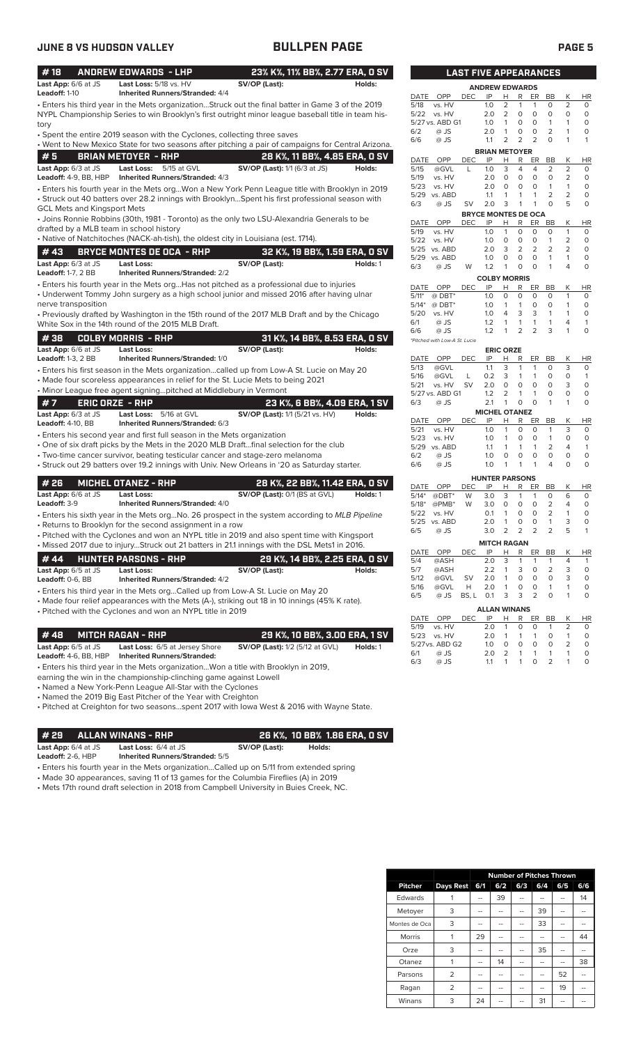# JUNE 8 VS HUDSON VALLEY — BULLPEN PAGE

## # 18 ANDREW EDWARDS - LHP — 23% K%, 11% BB%, 2.77 ERA, 0 SV

**Last App:** 6/6 at JS **Last Loss:** 5/18 vs. HV **SV/OP (Last):** **Holds:**
**Leadoff:** 1-10 **Inherited Runners/Stranded:** 4/4

- Enters his third year in the Mets organization...Struck out the final batter in Game 3 of the 2019 NYPL Championship Series to win Brooklyn's first outright minor league baseball title in team history
- Spent the entire 2019 season with the Cyclones, collecting three saves
- Went to New Mexico State for two seasons after pitching a pair of campaigns for Central Arizona.

## # 5 BRIAN METOYER - RHP — 28 K%, 11 BB%, 4.85 ERA, 0 SV

**Last App:** 6/3 at JS **Last Loss:** 5/15 at GVL **SV/OP (Last):** 1/1 (6/3 at JS) **Holds:**
**Leadoff:** 4-9, BB, HBP **Inherited Runners/Stranded:** 4/3

- Enters his fourth year in the Mets org...Won a New York Penn League title with Brooklyn in 2019
- Struck out 40 batters over 28.2 innings with Brooklyn...Spent his first professional season with GCL Mets and Kingsport Mets
- Joins Ronnie Robbins (30th, 1981 - Toronto) as the only two LSU-Alexandria Generals to be drafted by a MLB team in school history
- Native of Natchitoches (NACK-ah-tish), the oldest city in Louisiana (est. 1714).

## # 43 BRYCE MONTES DE OCA - RHP — 32 K%, 19 BB%, 1.59 ERA, 0 SV

**Last App:** 6/3 at JS **Last Loss:** **SV/OP (Last):** **Holds:** 1
**Leadoff:** 1-7, 2 BB **Inherited Runners/Stranded:** 2/2

- Enters his fourth year in the Mets org...Has not pitched as a professional due to injuries
- Underwent Tommy John surgery as a high school junior and missed 2016 after having ulnar nerve transposition
- Previously drafted by Washington in the 15th round of the 2017 MLB Draft and by the Chicago White Sox in the 14th round of the 2015 MLB Draft.

## # 38 COLBY MORRIS - RHP — 31 K%, 14 BB%, 8.53 ERA, 0 SV

**Last App:** 6/6 at JS **Last Loss:** **SV/OP (Last):** **Holds:**
**Leadoff:** 1-3, 2 BB **Inherited Runners/Stranded:** 1/0

- Enters his first season in the Mets organization...called up from Low-A St. Lucie on May 20
- Made four scoreless appearances in relief for the St. Lucie Mets to being 2021
- Minor League free agent signing...pitched at Middlebury in Vermont

## # 7 ERIC ORZE - RHP — 23 K%, 6 BB%, 4.09 ERA, 1 SV

**Last App:** 6/3 at JS **Last Loss:** 5/16 at GVL **SV/OP (Last):** 1/1 (5/21 vs. HV) **Holds:**
**Leadoff:** 4-10, BB **Inherited Runners/Stranded:** 6/3

- Enters his second year and first full season in the Mets organization
- One of six draft picks by the Mets in the 2020 MLB Draft...final selection for the club
- Two-time cancer survivor, beating testicular cancer and stage-zero melanoma
- Struck out 29 batters over 19.2 innings with Univ. New Orleans in '20 as Saturday starter.

## # 26 MICHEL OTANEZ - RHP — 28 K%, 22 BB%, 11.42 ERA, 0 SV

**Last App:** 6/6 at JS **Last Loss:** **SV/OP (Last):** 0/1 (BS at GVL) **Holds:** 1
**Leadoff:** 3-9 **Inherited Runners/Stranded:** 4/0

- Enters his sixth year in the Mets org...No. 26 prospect in the system according to *MLB Pipeline*
- Returns to Brooklyn for the second assignment in a row
- Pitched with the Cyclones and won an NYPL title in 2019 and also spent time with Kingsport
- Missed 2017 due to injury...Struck out 21 batters in 21.1 innings with the DSL Mets1 in 2016.

## # 44 HUNTER PARSONS - RHP — 29 K%, 14 BB%, 2.25 ERA, 0 SV

**Last App:** 6/5 at JS **Last Loss:** **SV/OP (Last):** **Holds:**
**Leadoff:** 0-6, BB **Inherited Runners/Stranded:** 4/2

- Enters his third year in the Mets org...Called up from Low-A St. Lucie on May 20
- Made four relief appearances with the Mets (A-), striking out 18 in 10 innings (45% K rate).
- Pitched with the Cyclones and won an NYPL title in 2019

## # 48 MITCH RAGAN - RHP — 29 K%, 10 BB%, 3.00 ERA, 1 SV

**Last App:** 6/5 at JS **Last Loss:** 6/5 at Jersey Shore **SV/OP (Last):** 1/2 (5/12 at GVL) **Holds:** 1
**Leadoff:** 4-6, BB, HBP **Inherited Runners/Stranded:**

- Enters his third year in the Mets organization...Won a title with Brooklyn in 2019, earning the win in the championship-clinching game against Lowell
- Named a New York-Penn League All-Star with the Cyclones
- Named the 2019 Big East Pitcher of the Year with Creighton
- Pitched at Creighton for two seasons...spent 2017 with Iowa West & 2016 with Wayne State.

## # 29 ALLAN WINANS - RHP — 26 K%, 10 BB% 1.86 ERA, 0 SV

**Last App:** 6/4 at JS **Last Loss:** 6/4 at JS **SV/OP (Last):** **Holds:**
**Leadoff:** 2-6, HBP **Inherited Runners/Stranded:** 5/5

- Enters his fourth year in the Mets organization...Called up on 5/11 from extended spring
- Made 30 appearances, saving 11 of 13 games for the Columbia Fireflies (A) in 2019
- Mets 17th round draft selection in 2018 from Campbell University in Buies Creek, NC.

## LAST FIVE APPEARANCES

**ANDREW EDWARDS**

| DATE | OPP | DEC | IP | H | R | ER | BB | K | HR |
|---|---|---|---|---|---|---|---|---|---|
| 5/18 | vs. HV | | 1.0 | 2 | 1 | 1 | 0 | 2 | 0 |
| 5/22 | vs. HV | | 2.0 | 2 | 0 | 0 | 0 | 0 | 0 |
| 5/27 | vs. ABD G1 | | 1.0 | 1 | 0 | 0 | 1 | 1 | 0 |
| 6/2 | @ JS | | 2.0 | 1 | 0 | 0 | 2 | 1 | 0 |
| 6/6 | @ JS | | 1.1 | 2 | 2 | 2 | 0 | 1 | 1 |

**BRIAN METOYER**

| DATE | OPP | DEC | IP | H | R | ER | BB | K | HR |
|---|---|---|---|---|---|---|---|---|---|
| 5/15 | @GVL | L | 1.0 | 3 | 4 | 4 | 2 | 2 | 0 |
| 5/19 | vs. HV | | 2.0 | 0 | 0 | 0 | 0 | 2 | 0 |
| 5/23 | vs. HV | | 2.0 | 0 | 0 | 0 | 1 | 1 | 0 |
| 5/29 | vs. ABD | | 1.1 | 1 | 1 | 1 | 2 | 2 | 0 |
| 6/3 | @ JS | SV | 2.0 | 3 | 1 | 1 | 0 | 5 | 0 |

**BRYCE MONTES DE OCA**

| DATE | OPP | DEC | IP | H | R | ER | BB | K | HR |
|---|---|---|---|---|---|---|---|---|---|
| 5/19 | vs. HV | | 1.0 | 1 | 0 | 0 | 0 | 1 | 0 |
| 5/22 | vs. HV | | 1.0 | 0 | 0 | 0 | 1 | 2 | 0 |
| 5/25 | vs. ABD | | 2.0 | 3 | 2 | 2 | 2 | 2 | 0 |
| 5/29 | vs. ABD | | 1.0 | 0 | 0 | 0 | 1 | 1 | 0 |
| 6/3 | @ JS | W | 1.2 | 1 | 0 | 0 | 1 | 4 | 0 |

**COLBY MORRIS**

| DATE | OPP | DEC | IP | H | R | ER | BB | K | HR |
|---|---|---|---|---|---|---|---|---|---|
| 5/11* | @ DBT* | | 1.0 | 0 | 0 | 0 | 0 | 1 | 0 |
| 5/14* | @ DBT* | | 1.0 | 1 | 1 | 0 | 0 | 1 | 0 |
| 5/20 | vs. HV | | 1.0 | 4 | 3 | 3 | 1 | 1 | 0 |
| 6/1 | @ JS | | 1.2 | 1 | 1 | 1 | 1 | 4 | 1 |
| 6/6 | @ JS | | 1.2 | 1 | 2 | 2 | 3 | 1 | 0 |

*Pitched with Low-A St. Lucie

**ERIC ORZE**

| DATE | OPP | DEC | IP | H | R | ER | BB | K | HR |
|---|---|---|---|---|---|---|---|---|---|
| 5/13 | @GVL | | 1.1 | 3 | 1 | 1 | 0 | 3 | 0 |
| 5/16 | @GVL | L | 0.2 | 3 | 1 | 1 | 0 | 0 | 1 |
| 5/21 | vs. HV | SV | 2.0 | 0 | 0 | 0 | 0 | 3 | 0 |
| 5/27 | vs. ABD G1 | | 1.2 | 2 | 1 | 1 | 0 | 0 | 0 |
| 6/3 | @ JS | | 2.1 | 1 | 0 | 0 | 1 | 1 | 0 |

**MICHEL OTANEZ**

| DATE | OPP | DEC | IP | H | R | ER | BB | K | HR |
|---|---|---|---|---|---|---|---|---|---|
| 5/21 | vs. HV | | 1.0 | 1 | 0 | 0 | 1 | 3 | 0 |
| 5/23 | vs. HV | | 1.0 | 1 | 0 | 0 | 1 | 0 | 0 |
| 5/29 | vs. ABD | | 1.1 | 1 | 1 | 1 | 2 | 4 | 1 |
| 6/2 | @ JS | | 1.0 | 0 | 0 | 0 | 0 | 0 | 0 |
| 6/6 | @ JS | | 1.0 | 1 | 1 | 1 | 4 | 0 | 0 |

**HUNTER PARSONS**

| DATE | OPP | DEC | IP | H | R | ER | BB | K | HR |
|---|---|---|---|---|---|---|---|---|---|
| 5/14* | @DBT* | W | 3.0 | 3 | 1 | 1 | 0 | 6 | 0 |
| 5/18* | @PMB* | W | 3.0 | 0 | 0 | 0 | 2 | 4 | 0 |
| 5/22 | vs. HV | | 0.1 | 1 | 0 | 0 | 2 | 1 | 0 |
| 5/25 | vs. ABD | | 2.0 | 1 | 0 | 0 | 1 | 3 | 0 |
| 6/5 | @ JS | | 3.0 | 2 | 2 | 2 | 2 | 5 | 1 |

**MITCH RAGAN**

| DATE | OPP | DEC | IP | H | R | ER | BB | K | HR |
|---|---|---|---|---|---|---|---|---|---|
| 5/4 | @ASH | | 2.0 | 3 | 1 | 1 | 1 | 4 | 1 |
| 5/7 | @ASH | | 2.2 | 1 | 3 | 0 | 2 | 3 | 0 |
| 5/12 | @GVL | SV | 2.0 | 1 | 0 | 0 | 0 | 3 | 0 |
| 5/16 | @GVL | H | 2.0 | 1 | 0 | 0 | 1 | 1 | 0 |
| 6/5 | @ JS | BS, L | 0.1 | 3 | 3 | 2 | 0 | 1 | 0 |

**ALLAN WINANS**

| DATE | OPP | DEC | IP | H | R | ER | BB | K | HR |
|---|---|---|---|---|---|---|---|---|---|
| 5/19 | vs. HV | | 2.0 | 1 | 0 | 0 | 1 | 2 | 0 |
| 5/23 | vs. HV | | 2.0 | 1 | 1 | 1 | 0 | 1 | 0 |
| 5/27 | vs. ABD G2 | | 1.0 | 0 | 0 | 0 | 0 | 2 | 0 |
| 6/1 | @ JS | | 2.0 | 2 | 1 | 1 | 1 | 1 | 0 |
| 6/3 | @ JS | | 1.1 | 1 | 1 | 0 | 2 | 1 | 0 |

## Number of Pitches Thrown

| Pitcher | Days Rest | 6/1 | 6/2 | 6/3 | 6/4 | 6/5 | 6/6 |
|---|---|---|---|---|---|---|---|
| Edwards | 1 | -- | 39 | -- | -- | -- | 14 |
| Metoyer | 3 | -- | -- | -- | 39 | -- | -- |
| Montes de Oca | 3 | -- | -- | -- | 33 | -- | -- |
| Morris | 1 | 29 | -- | -- | -- | -- | 44 |
| Orze | 3 | -- | -- | -- | 35 | -- | -- |
| Otanez | 1 | -- | 14 | -- | -- | -- | 38 |
| Parsons | 2 | -- | -- | -- | -- | 52 | -- |
| Ragan | 2 | -- | -- | -- | -- | 19 | -- |
| Winans | 3 | 24 | -- | -- | 31 | -- | -- |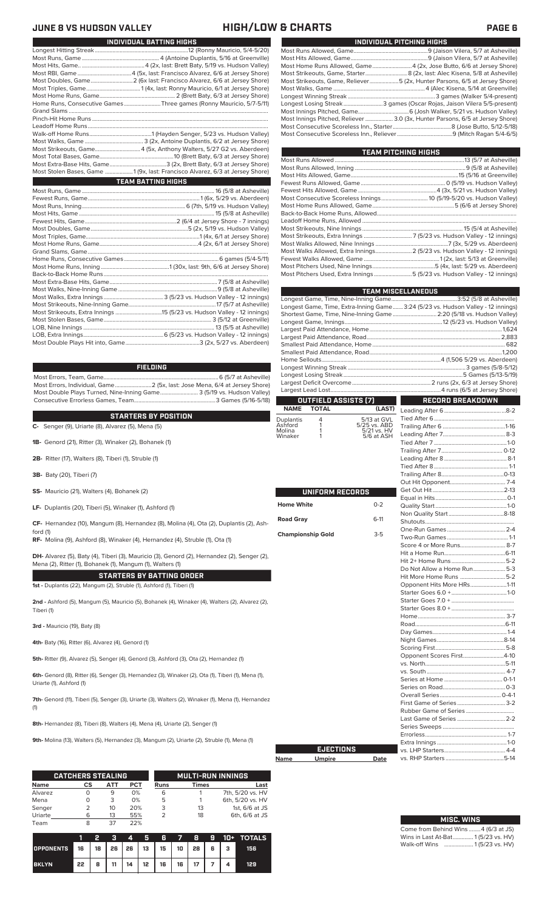# JUNE 8 VS HUDSON VALLEY — HIGH/LOW & CHARTS

## INDIVIDUAL BATTING HIGHS

| | |
|---|---|
| Longest Hitting Streak | 12 (Ronny Mauricio, 5/4-5/20) |
| Most Runs, Game | 4 (Antoine Duplantis, 5/16 at Greenville) |
| Most Hits, Game | 4 (2x, last: Brett Baty, 5/19 vs. Hudson Valley) |
| Most RBI, Game | 4 (5x, last: Francisco Alvarez, 6/6 at Jersey Shore) |
| Most Doubles, Game | 2 (6x last: Francisco Alvarez, 6/6 at Jersey Shore) |
| Most Triples, Game | 1 (4x, last: Ronny Mauricio, 6/1 at Jersey Shore) |
| Most Home Runs, Game | 2 (Brett Baty, 6/3 at Jersey Shore) |
| Home Runs, Consecutive Games | Three games (Ronny Mauricio, 5/7-5/11) |
| Grand Slams | |
| Pinch-Hit Home Runs | |
| Leadoff Home Runs | |
| Walk-off Home Runs | 1 (Hayden Senger, 5/23 vs. Hudson Valley) |
| Most Walks, Game | 3 (2x, Antoine Duplantis, 6/2 at Jersey Shore) |
| Most Strikeouts, Game | 4 (5x, Anthony Walters, 5/27 G2 vs. Aberdeen) |
| Most Total Bases, Game | 10 (Brett Baty, 6/3 at Jersey Shore) |
| Most Extra-Base Hits, Game | 3 (2x, Brett Baty, 6/3 at Jersey Shore) |
| Most Stolen Bases, Game | 1 (9x, last: Francisco Alvarez, 6/3 at Jersey Shore) |

## TEAM BATTING HIGHS

| | |
|---|---|
| Most Runs, Game | 16 (5/8 at Asheville) |
| Fewest Runs, Game | 1 (6x, 5/29 vs. Aberdeen) |
| Most Runs, Inning | 6 (7th, 5/19 vs. Hudson Valley) |
| Most Hits, Game | 15 (5/8 at Asheville) |
| Fewest Hits, Game | 2 (6/4 at Jersey Shore - 7 innings) |
| Most Doubles, Game | 5 (2x, 5/19 vs. Hudson Valley) |
| Most Triples, Game | 1 (4x, 6/1 at Jersey Shore) |
| Most Home Runs, Game | 4 (2x, 6/1 at Jersey Shore) |
| Grand Slams, Game | |
| Home Runs, Consecutive Games | 2 games (5/4-5/11) |
| Most Home Runs, Inning | 1 (30x, last: 9th, 6/6 at Jersey Shore) |
| Back-to-Back Home Runs | |
| Most Extra-Base Hits, Game | 7 (5/8 at Asheville) |
| Most Walks, Nine-Inning Game | 9 (5/8 at Asheville) |
| Most Walks, Extra Innings | 3 (5/23 vs. Hudson Valley - 12 innings) |
| Most Strikeouts, Nine-Inning Game | 17 (5/7 at Asheville) |
| Most Strikeouts, Extra Innings | 15 (5/23 vs. Hudson Valley - 12 innings) |
| Most Stolen Bases, Game | 3 (5/12 at Greenville) |
| LOB, Nine Innings | 13 (5/5 at Asheville) |
| LOB, Extra Innings | 6 (5/23 vs. Hudson Valley - 12 innings) |
| Most Double Plays Hit into, Game | 3 (2x, 5/27 vs. Aberdeen) |

## FIELDING

| | |
|---|---|
| Most Errors, Team, Game | 6 (5/7 at Asheville) |
| Most Errors, Individual, Game | 2 (5x, last: Jose Mena, 6/4 at Jersey Shore) |
| Most Double Plays Turned, Nine-Inning Game | 3 (5/19 vs. Hudson Valley) |
| Consecutive Errorless Games, Team | 3 Games (5/16-5/18) |

## STARTERS BY POSITION

**C-** Senger (9), Uriarte (8), Alvarez (5), Mena (5)

**1B-** Genord (21), Ritter (3), Winaker (2), Bohanek (1)

**2B-** Ritter (17), Walters (8), Tiberi (1), Struble (1)

**3B-** Baty (20), Tiberi (7)

**SS-** Mauricio (21), Walters (4), Bohanek (2)

**LF-** Duplantis (20), Tiberi (5), Winaker (1), Ashford (1)

**CF-** Hernandez (10), Mangum (8), Hernandez (8), Molina (4), Ota (2), Duplantis (2), Ashford (1)

**RF-** Molina (9), Ashford (8), Winaker (4), Hernandez (4), Struble (1), Ota (1)

**DH-** Alvarez (5), Baty (4), Tiberi (3), Mauricio (3), Genord (2), Hernandez (2), Senger (2), Mena (2), Ritter (1), Bohanek (1), Mangum (1), Walters (1)

## STARTERS BY BATTING ORDER

**1st -** Duplantis (22), Mangum (2), Struble (1), Ashford (1), Tiberi (1)

**2nd -** Ashford (5), Mangum (5), Mauricio (5), Bohanek (4), Winaker (4), Walters (2), Alvarez (2), Tiberi (1)

**3rd -** Mauricio (19), Baty (8)

**4th-** Baty (16), Ritter (6), Alvarez (4), Genord (1)

**5th-** Ritter (9), Alvarez (5), Senger (4), Genord (3), Ashford (3), Ota (2), Hernandez (1)

**6th-** Genord (8), Ritter (6), Senger (3), Hernandez (3), Winaker (2), Ota (1), Tiberi (1), Mena (1), Uriarte (1), Ashford (1)

**7th-** Genord (11), Tiberi (5), Senger (3), Uriarte (3), Walters (2), Winaker (1), Mena (1), Hernandez (1)

**8th-** Hernandez (8), Tiberi (8), Walters (4), Mena (4), Uriarte (2), Senger (1)

**9th-** Molina (13), Walters (5), Hernandez (3), Mangum (2), Uriarte (2), Struble (1), Mena (1)

## CATCHERS STEALING

| Name | CS | ATT | PCT |
|---|---|---|---|
| Alvarez | 0 | 9 | 0% |
| Mena | 0 | 3 | 0% |
| Senger | 2 | 10 | 20% |
| Uriarte | 6 | 13 | 55% |
| Team | 8 | 37 | 22% |

## MULTI-RUN INNINGS

| Runs | Times | Last |
|---|---|---|
| 6 | 1 | 7th, 5/20 vs. HV |
| 5 | 1 | 6th, 5/20 vs. HV |
| 3 | 13 | 1st, 6/6 at JS |
| 2 | 18 | 6th, 6/6 at JS |

| | 1 | 2 | 3 | 4 | 5 | 6 | 7 | 8 | 9 | 10+ | TOTALS |
|---|---|---|---|---|---|---|---|---|---|---|---|
| OPPONENTS | 16 | 18 | 26 | 26 | 13 | 15 | 10 | 28 | 6 | 3 | 156 |
| BKLYN | 22 | 8 | 11 | 14 | 12 | 16 | 16 | 17 | 7 | 4 | 129 |

## INDIVIDUAL PITCHING HIGHS

| | |
|---|---|
| Most Runs Allowed, Game | 9 (Jaison Vilera, 5/7 at Asheville) |
| Most Hits Allowed, Game | 9 (Jaison Vilera, 5/7 at Asheville) |
| Most Home Runs Allowed, Game | 4 (2x, Jose Butto, 6/6 at Jersey Shore) |
| Most Strikeouts, Game, Starter | 8 (2x, last: Alec Kisena, 5/8 at Asheville) |
| Most Strikeouts, Game, Reliever | 5 (2x, Hunter Parsons, 6/5 at Jersey Shore) |
| Most Walks, Game | 4 (Alec Kisena, 5/14 at Greenville) |
| Longest Winning Streak | 3 games (Walker 5/4-present) |
| Longest Losing Streak | 3 games (Oscar Rojas, Jaison Vilera 5/5-present) |
| Most Innings Pitched, Game | 6 (Josh Walker, 5/21 vs. Hudson Valley) |
| Most Innings Pitched, Reliever | 3.0 (3x, Hunter Parsons, 6/5 at Jersey Shore) |
| Most Consecutive Scoreless Inn., Starter | 8 (Jose Butto, 5/12-5/18) |
| Most Consecutive Scoreless Inn., Reliever | 9 (Mitch Ragan 5/4-6/5) |

## TEAM PITCHING HIGHS

| | |
|---|---|
| Most Runs Allowed | 13 (5/7 at Asheville) |
| Most Runs Allowed, Inning | 9 (5/8 at Asheville) |
| Most Hits Allowed, Game | 15 (5/16 at Greenville) |
| Fewest Runs Allowed, Game | 0 (5/19 vs. Hudson Valley) |
| Fewest Hits Allowed, Game | 4 (3x, 5/21 vs. Hudson Valley) |
| Most Consecutive Scoreless Innings | 10 (5/19-5/20 vs. Hudson Valley) |
| Most Home Runs Allowed, Game | 5 (6/6 at Jersey Shore) |
| Back-to-Back Home Runs, Allowed | |
| Leadoff Home Runs, Allowed | |
| Most Strikeouts, Nine Innings | 15 (5/4 at Asheville) |
| Most Strikeouts, Extra Innings | 7 (5/23 vs. Hudson Valley - 12 innings) |
| Most Walks Allowed, Nine Innings | 7 (3x, 5/29 vs. Aberdeen) |
| Most Walks Allowed, Extra Innings | 2 (5/23 vs. Hudson Valley - 12 innings) |
| Fewest Walks Allowed, Game | 1 (2x, last: 5/13 at Greenville) |
| Most Pitchers Used, Nine Innings | 5 (4x, last: 5/29 vs. Aberdeen) |
| Most Pitchers Used, Extra Innings | 5 (5/23 vs. Hudson Valley - 12 innings) |

## TEAM MISCELLANEOUS

| | |
|---|---|
| Longest Game, Time, Nine-Inning Game | 3:52 (5/8 at Asheville) |
| Longest Game, Time, Extra-Inning Game | 3:24 (5/23 vs. Hudson Valley - 12 innings) |
| Shortest Game, Time, Nine-Inning Game | 2:20 (5/18 vs. Hudson Valley) |
| Longest Game, Innings | 12 (5/23 vs. Hudson Valley) |
| Largest Paid Attendance, Home | 1,624 |
| Largest Paid Attendance, Road | 2,883 |
| Smallest Paid Attendance, Home | 682 |
| Smallest Paid Attendance, Road | 1,200 |
| Home Sellouts | 4 (1,506 5/29 vs. Aberdeen) |
| Longest Winning Streak | 3 games (5/8-5/12) |
| Longest Losing Streak | 5 Games (5/13-5/19) |
| Largest Deficit Overcome | 2 runs (2x, 6/3 at Jersey Shore) |
| Largest Lead Lost | 4 runs (6/5 at Jersey Shore) |

## OUTFIELD ASSISTS (7)

| NAME | TOTAL | (LAST) |
|---|---|---|
| Duplantis | 4 | 5/13 at GVL |
| Ashford | 1 | 5/25 vs. ABD |
| Molina | 1 | 5/21 vs. HV |
| Winaker | 1 | 5/6 at ASH |

## UNIFORM RECORDS

| | |
|---|---|
| Home White | 0-2 |
| Road Gray | 6-11 |
| Championship Gold | 3-5 |

## EJECTIONS

| Name | Umpire | Date |
|---|---|---|

## RECORD BREAKDOWN

| | |
|---|---|
| Leading After 6 | 8-2 |
| Tied After 6 | |
| Trailing After 6 | 1-16 |
| Leading After 7 | 8-3 |
| Tied After 7 | 1-0 |
| Trailing After 7 | 0-12 |
| Leading After 8 | 8-1 |
| Tied After 8 | 1-1 |
| Trailing After 8 | 0-13 |
| Out Hit Opponent | 7-4 |
| Get Out Hit | 2-13 |
| Equal in Hits | 0-1 |
| Quality Start | 1-0 |
| Non Quality Start | 8-18 |
| Shutouts | |
| One-Run Games | 2-4 |
| Two-Run Games | 1-1 |
| Score 4 or More Runs | 8-7 |
| Hit a Home Run | 6-11 |
| Hit 2+ Home Runs | 5-2 |
| Do Not Allow a Home Run | 5-3 |
| Hit More Home Runs | 5-2 |
| Opponent Hits More HRs | 1-11 |
| Starter Goes 6.0 + | 1-0 |
| Starter Goes 7.0 + | |
| Starter Goes 8.0 + | |
| Home | 3-7 |
| Road | 6-11 |
| Day Games | 1-4 |
| Night Games | 8-14 |
| Scoring First | 5-8 |
| Opponent Scores First | 4-10 |
| vs. North | 5-11 |
| vs. South | 4-7 |
| Series at Home | 0-1-1 |
| Series on Road | 0-3 |
| Overall Series | 0-4-1 |
| First Game of Series | 3-2 |
| Rubber Game of Series | |
| Last Game of Series | 2-2 |
| Series Sweeps | |
| Errorless | 1-7 |
| Extra Innings | 1-0 |
| vs. LHP Starters | 4-4 |
| vs. RHP Starters | 5-14 |

## MISC. WINS

| | |
|---|---|
| Come from Behind Wins | 4 (6/3 at JS) |
| Wins in Last At-Bat | 1 (5/23 vs. HV) |
| Walk-off Wins | 1 (5/23 vs. HV) |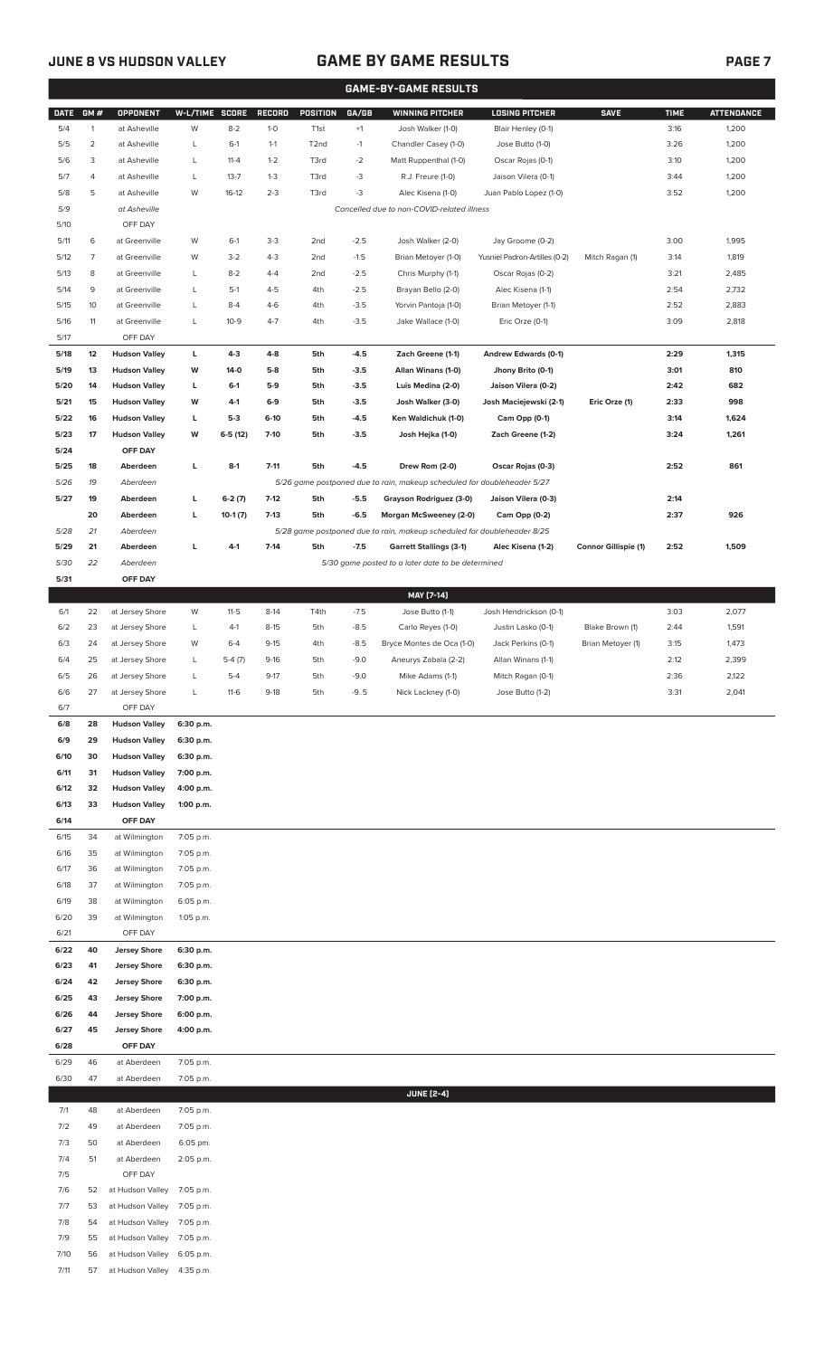# GAME BY GAME RESULTS

JUNE 8 VS HUDSON VALLEY

## GAME-BY-GAME RESULTS

| DATE | GM # | OPPONENT | W-L/TIME | SCORE | RECORD | POSITION | GA/GB | WINNING PITCHER | LOSING PITCHER | SAVE | TIME | ATTENDANCE |
|---|---|---|---|---|---|---|---|---|---|---|---|---|
| 5/4 | 1 | at Asheville | W | 8-2 | 1-0 | T1st | +1 | Josh Walker (1-0) | Blair Henley (0-1) | | 3:16 | 1,200 |
| 5/5 | 2 | at Asheville | L | 6-1 | 1-1 | T2nd | -1 | Chandler Casey (1-0) | Jose Butto (1-0) | | 3:26 | 1,200 |
| 5/6 | 3 | at Asheville | L | 11-4 | 1-2 | T3rd | -2 | Matt Ruppenthal (1-0) | Oscar Rojas (0-1) | | 3:10 | 1,200 |
| 5/7 | 4 | at Asheville | L | 13-7 | 1-3 | T3rd | -3 | R.J. Freure (1-0) | Jaison Vilera (0-1) | | 3:44 | 1,200 |
| 5/8 | 5 | at Asheville | W | 16-12 | 2-3 | T3rd | -3 | Alec Kisena (1-0) | Juan Pablo Lopez (1-0) | | 3:52 | 1,200 |
| 5/9 | | at Asheville | | | | | | *Cancelled due to non-COVID-related illness* | | | | |
| 5/10 | | OFF DAY | | | | | | | | | | |
| 5/11 | 6 | at Greenville | W | 6-1 | 3-3 | 2nd | -2.5 | Josh Walker (2-0) | Jay Groome (0-2) | | 3:00 | 1,995 |
| 5/12 | 7 | at Greenville | W | 3-2 | 4-3 | 2nd | -1.5 | Brian Metoyer (1-0) | Yusniel Padron-Artilles (0-2) | Mitch Ragan (1) | 3:14 | 1,819 |
| 5/13 | 8 | at Greenville | L | 8-2 | 4-4 | 2nd | -2.5 | Chris Murphy (1-1) | Oscar Rojas (0-2) | | 3:21 | 2,485 |
| 5/14 | 9 | at Greenville | L | 5-1 | 4-5 | 4th | -2.5 | Brayan Bello (2-0) | Alec Kisena (1-1) | | 2:54 | 2,732 |
| 5/15 | 10 | at Greenville | L | 8-4 | 4-6 | 4th | -3.5 | Yorvin Pantoja (1-0) | Brian Metoyer (1-1) | | 2:52 | 2,883 |
| 5/16 | 11 | at Greenville | L | 10-9 | 4-7 | 4th | -3.5 | Jake Wallace (1-0) | Eric Orze (0-1) | | 3:09 | 2,818 |
| 5/17 | | OFF DAY | | | | | | | | | | |
| **5/18** | **12** | **Hudson Valley** | **L** | **4-3** | **4-8** | **5th** | **-4.5** | **Zach Greene (1-1)** | **Andrew Edwards (0-1)** | | **2:29** | **1,315** |
| **5/19** | **13** | **Hudson Valley** | **W** | **14-0** | **5-8** | **5th** | **-3.5** | **Allan Winans (1-0)** | **Jhony Brito (0-1)** | | **3:01** | **810** |
| **5/20** | **14** | **Hudson Valley** | **L** | **6-1** | **5-9** | **5th** | **-3.5** | **Luis Medina (2-0)** | **Jaison Vilera (0-2)** | | **2:42** | **682** |
| **5/21** | **15** | **Hudson Valley** | **W** | **4-1** | **6-9** | **5th** | **-3.5** | **Josh Walker (3-0)** | **Josh Maciejewski (2-1)** | **Eric Orze (1)** | **2:33** | **998** |
| **5/22** | **16** | **Hudson Valley** | **L** | **5-3** | **6-10** | **5th** | **-4.5** | **Ken Waldichuk (1-0)** | **Cam Opp (0-1)** | | **3:14** | **1,624** |
| **5/23** | **17** | **Hudson Valley** | **W** | **6-5 (12)** | **7-10** | **5th** | **-3.5** | **Josh Hejka (1-0)** | **Zach Greene (1-2)** | | **3:24** | **1,261** |
| **5/24** | | **OFF DAY** | | | | | | | | | | |
| **5/25** | **18** | **Aberdeen** | **L** | **8-1** | **7-11** | **5th** | **-4.5** | **Drew Rom (2-0)** | **Oscar Rojas (0-3)** | | **2:52** | **861** |
| *5/26* | *19* | *Aberdeen* | | | | | | *5/26 game postponed due to rain, makeup scheduled for doubleheader 5/27* | | | | |
| **5/27** | **19** | **Aberdeen** | **L** | **6-2 (7)** | **7-12** | **5th** | **-5.5** | **Grayson Rodriguez (3-0)** | **Jaison Vilera (0-3)** | | **2:14** | |
| | **20** | **Aberdeen** | **L** | **10-1 (7)** | **7-13** | **5th** | **-6.5** | **Morgan McSweeney (2-0)** | **Cam Opp (0-2)** | | **2:37** | **926** |
| *5/28* | *21* | *Aberdeen* | | | | | | *5/28 game postponed due to rain, makeup scheduled for doubleheader 8/25* | | | | |
| **5/29** | **21** | **Aberdeen** | **L** | **4-1** | **7-14** | **5th** | **-7.5** | **Garrett Stallings (3-1)** | **Alec Kisena (1-2)** | **Connor Gillispie (1)** | **2:52** | **1,509** |
| *5/30* | *22* | *Aberdeen* | | | | | | *5/30 game posted to a later date to be determined* | | | | |
| **5/31** | | **OFF DAY** | | | | | | | | | | |
| | | | | | | | | **MAY [7-14]** | | | | |
| 6/1 | 22 | at Jersey Shore | W | 11-5 | 8-14 | T4th | -7.5 | Jose Butto (1-1) | Josh Hendrickson (0-1) | | 3:03 | 2,077 |
| 6/2 | 23 | at Jersey Shore | L | 4-1 | 8-15 | 5th | -8.5 | Carlo Reyes (1-0) | Justin Lasko (0-1) | Blake Brown (1) | 2:44 | 1,591 |
| 6/3 | 24 | at Jersey Shore | W | 6-4 | 9-15 | 4th | -8.5 | Bryce Montes de Oca (1-0) | Jack Perkins (0-1) | Brian Metoyer (1) | 3:15 | 1,473 |
| 6/4 | 25 | at Jersey Shore | L | 5-4 (7) | 9-16 | 5th | -9.0 | Aneurys Zabala (2-2) | Allan Winans (1-1) | | 2:12 | 2,399 |
| 6/5 | 26 | at Jersey Shore | L | 5-4 | 9-17 | 5th | -9.0 | Mike Adams (1-1) | Mitch Ragan (0-1) | | 2:36 | 2,122 |
| 6/6 | 27 | at Jersey Shore | L | 11-6 | 9-18 | 5th | -9.5 | Nick Lackney (1-0) | Jose Butto (1-2) | | 3:31 | 2,041 |
| 6/7 | | OFF DAY | | | | | | | | | | |
| **6/8** | **28** | **Hudson Valley** | **6:30 p.m.** | | | | | | | | | |
| **6/9** | **29** | **Hudson Valley** | **6:30 p.m.** | | | | | | | | | |
| **6/10** | **30** | **Hudson Valley** | **6:30 p.m.** | | | | | | | | | |
| **6/11** | **31** | **Hudson Valley** | **7:00 p.m.** | | | | | | | | | |
| **6/12** | **32** | **Hudson Valley** | **4:00 p.m.** | | | | | | | | | |
| **6/13** | **33** | **Hudson Valley** | **1:00 p.m.** | | | | | | | | | |
| **6/14** | | **OFF DAY** | | | | | | | | | | |
| 6/15 | 34 | at Wilmington | 7:05 p.m. | | | | | | | | | |
| 6/16 | 35 | at Wilmington | 7:05 p.m. | | | | | | | | | |
| 6/17 | 36 | at Wilmington | 7:05 p.m. | | | | | | | | | |
| 6/18 | 37 | at Wilmington | 7:05 p.m. | | | | | | | | | |
| 6/19 | 38 | at Wilmington | 6:05 p.m. | | | | | | | | | |
| 6/20 | 39 | at Wilmington | 1:05 p.m. | | | | | | | | | |
| 6/21 | | OFF DAY | | | | | | | | | | |
| **6/22** | **40** | **Jersey Shore** | **6:30 p.m.** | | | | | | | | | |
| **6/23** | **41** | **Jersey Shore** | **6:30 p.m.** | | | | | | | | | |
| **6/24** | **42** | **Jersey Shore** | **6:30 p.m.** | | | | | | | | | |
| **6/25** | **43** | **Jersey Shore** | **7:00 p.m.** | | | | | | | | | |
| **6/26** | **44** | **Jersey Shore** | **6:00 p.m.** | | | | | | | | | |
| **6/27** | **45** | **Jersey Shore** | **4:00 p.m.** | | | | | | | | | |
| **6/28** | | **OFF DAY** | | | | | | | | | | |
| 6/29 | 46 | at Aberdeen | 7:05 p.m. | | | | | | | | | |
| 6/30 | 47 | at Aberdeen | 7:05 p.m. | | | | | | | | | |
| | | | | | | | | **JUNE [2-4]** | | | | |
| 7/1 | 48 | at Aberdeen | 7:05 p.m. | | | | | | | | | |
| 7/2 | 49 | at Aberdeen | 7:05 p.m. | | | | | | | | | |
| 7/3 | 50 | at Aberdeen | 6:05 pm. | | | | | | | | | |
| 7/4 | 51 | at Aberdeen | 2:05 p.m. | | | | | | | | | |
| 7/5 | | OFF DAY | | | | | | | | | | |
| 7/6 | 52 | at Hudson Valley | 7:05 p.m. | | | | | | | | | |
| 7/7 | 53 | at Hudson Valley | 7:05 p.m. | | | | | | | | | |
| 7/8 | 54 | at Hudson Valley | 7:05 p.m. | | | | | | | | | |
| 7/9 | 55 | at Hudson Valley | 7:05 p.m. | | | | | | | | | |
| 7/10 | 56 | at Hudson Valley | 6:05 p.m. | | | | | | | | | |
| 7/11 | 57 | at Hudson Valley | 4:35 p.m. | | | | | | | | | |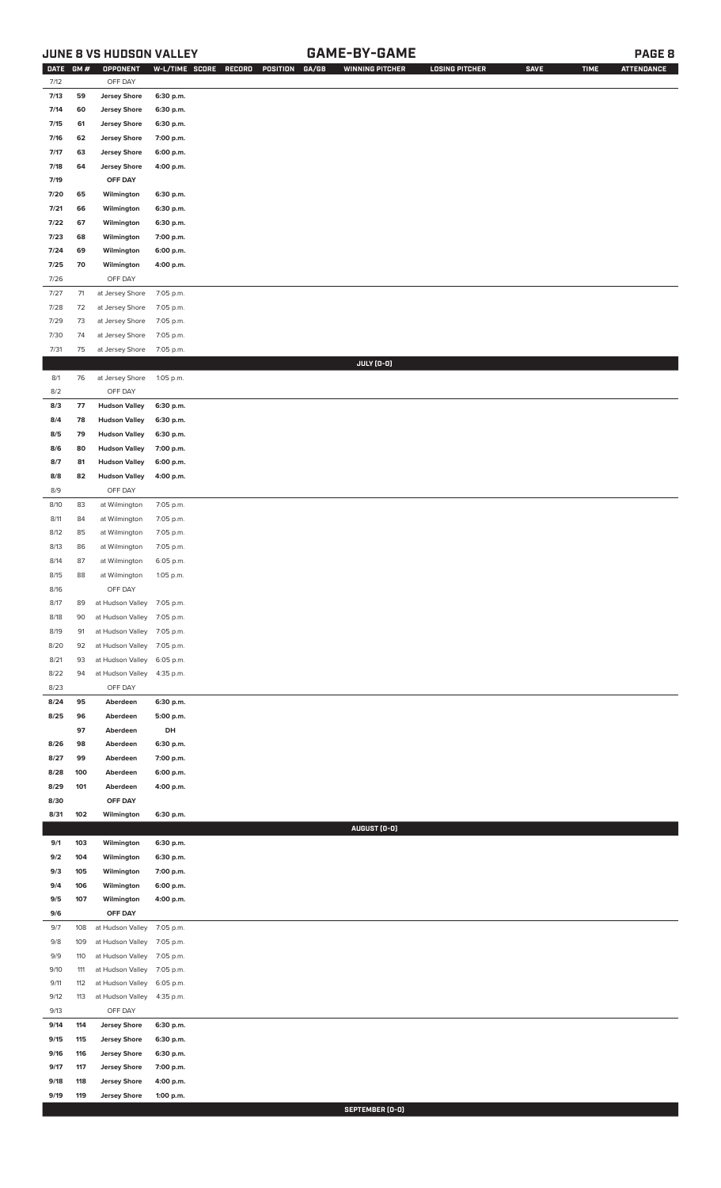## JUNE 8 VS HUDSON VALLEY — GAME-BY-GAME

| DATE | GM # | OPPONENT | W-L/TIME | SCORE | RECORD | POSITION | GA/GB | WINNING PITCHER | LOSING PITCHER | SAVE | TIME | ATTENDANCE |
|---|---|---|---|---|---|---|---|---|---|---|---|---|
| 7/12 | | OFF DAY | | | | | | | | | | |
| 7/13 | 59 | Jersey Shore | 6:30 p.m. | | | | | | | | | |
| 7/14 | 60 | Jersey Shore | 6:30 p.m. | | | | | | | | | |
| 7/15 | 61 | Jersey Shore | 6:30 p.m. | | | | | | | | | |
| 7/16 | 62 | Jersey Shore | 7:00 p.m. | | | | | | | | | |
| 7/17 | 63 | Jersey Shore | 6:00 p.m. | | | | | | | | | |
| 7/18 | 64 | Jersey Shore | 4:00 p.m. | | | | | | | | | |
| 7/19 | | OFF DAY | | | | | | | | | | |
| 7/20 | 65 | Wilmington | 6:30 p.m. | | | | | | | | | |
| 7/21 | 66 | Wilmington | 6:30 p.m. | | | | | | | | | |
| 7/22 | 67 | Wilmington | 6:30 p.m. | | | | | | | | | |
| 7/23 | 68 | Wilmington | 7:00 p.m. | | | | | | | | | |
| 7/24 | 69 | Wilmington | 6:00 p.m. | | | | | | | | | |
| 7/25 | 70 | Wilmington | 4:00 p.m. | | | | | | | | | |
| 7/26 | | OFF DAY | | | | | | | | | | |
| 7/27 | 71 | at Jersey Shore | 7:05 p.m. | | | | | | | | | |
| 7/28 | 72 | at Jersey Shore | 7:05 p.m. | | | | | | | | | |
| 7/29 | 73 | at Jersey Shore | 7:05 p.m. | | | | | | | | | |
| 7/30 | 74 | at Jersey Shore | 7:05 p.m. | | | | | | | | | |
| 7/31 | 75 | at Jersey Shore | 7:05 p.m. | | | | | | | | | |
| | | | | | | | | **JULY (0-0)** | | | | |
| 8/1 | 76 | at Jersey Shore | 1:05 p.m. | | | | | | | | | |
| 8/2 | | OFF DAY | | | | | | | | | | |
| 8/3 | 77 | Hudson Valley | 6:30 p.m. | | | | | | | | | |
| 8/4 | 78 | Hudson Valley | 6:30 p.m. | | | | | | | | | |
| 8/5 | 79 | Hudson Valley | 6:30 p.m. | | | | | | | | | |
| 8/6 | 80 | Hudson Valley | 7:00 p.m. | | | | | | | | | |
| 8/7 | 81 | Hudson Valley | 6:00 p.m. | | | | | | | | | |
| 8/8 | 82 | Hudson Valley | 4:00 p.m. | | | | | | | | | |
| 8/9 | | OFF DAY | | | | | | | | | | |
| 8/10 | 83 | at Wilmington | 7:05 p.m. | | | | | | | | | |
| 8/11 | 84 | at Wilmington | 7:05 p.m. | | | | | | | | | |
| 8/12 | 85 | at Wilmington | 7:05 p.m. | | | | | | | | | |
| 8/13 | 86 | at Wilmington | 7:05 p.m. | | | | | | | | | |
| 8/14 | 87 | at Wilmington | 6:05 p.m. | | | | | | | | | |
| 8/15 | 88 | at Wilmington | 1:05 p.m. | | | | | | | | | |
| 8/16 | | OFF DAY | | | | | | | | | | |
| 8/17 | 89 | at Hudson Valley | 7:05 p.m. | | | | | | | | | |
| 8/18 | 90 | at Hudson Valley | 7:05 p.m. | | | | | | | | | |
| 8/19 | 91 | at Hudson Valley | 7:05 p.m. | | | | | | | | | |
| 8/20 | 92 | at Hudson Valley | 7:05 p.m. | | | | | | | | | |
| 8/21 | 93 | at Hudson Valley | 6:05 p.m. | | | | | | | | | |
| 8/22 | 94 | at Hudson Valley | 4:35 p.m. | | | | | | | | | |
| 8/23 | | OFF DAY | | | | | | | | | | |
| 8/24 | 95 | Aberdeen | 6:30 p.m. | | | | | | | | | |
| 8/25 | 96 | Aberdeen | 5:00 p.m. | | | | | | | | | |
| | 97 | Aberdeen | DH | | | | | | | | | |
| 8/26 | 98 | Aberdeen | 6:30 p.m. | | | | | | | | | |
| 8/27 | 99 | Aberdeen | 7:00 p.m. | | | | | | | | | |
| 8/28 | 100 | Aberdeen | 6:00 p.m. | | | | | | | | | |
| 8/29 | 101 | Aberdeen | 4:00 p.m. | | | | | | | | | |
| 8/30 | | OFF DAY | | | | | | | | | | |
| 8/31 | 102 | Wilmington | 6:30 p.m. | | | | | | | | | |
| | | | | | | | | **AUGUST (0-0)** | | | | |
| 9/1 | 103 | Wilmington | 6:30 p.m. | | | | | | | | | |
| 9/2 | 104 | Wilmington | 6:30 p.m. | | | | | | | | | |
| 9/3 | 105 | Wilmington | 7:00 p.m. | | | | | | | | | |
| 9/4 | 106 | Wilmington | 6:00 p.m. | | | | | | | | | |
| 9/5 | 107 | Wilmington | 4:00 p.m. | | | | | | | | | |
| 9/6 | | OFF DAY | | | | | | | | | | |
| 9/7 | 108 | at Hudson Valley | 7:05 p.m. | | | | | | | | | |
| 9/8 | 109 | at Hudson Valley | 7:05 p.m. | | | | | | | | | |
| 9/9 | 110 | at Hudson Valley | 7:05 p.m. | | | | | | | | | |
| 9/10 | 111 | at Hudson Valley | 7:05 p.m. | | | | | | | | | |
| 9/11 | 112 | at Hudson Valley | 6:05 p.m. | | | | | | | | | |
| 9/12 | 113 | at Hudson Valley | 4:35 p.m. | | | | | | | | | |
| 9/13 | | OFF DAY | | | | | | | | | | |
| 9/14 | 114 | Jersey Shore | 6:30 p.m. | | | | | | | | | |
| 9/15 | 115 | Jersey Shore | 6:30 p.m. | | | | | | | | | |
| 9/16 | 116 | Jersey Shore | 6:30 p.m. | | | | | | | | | |
| 9/17 | 117 | Jersey Shore | 7:00 p.m. | | | | | | | | | |
| 9/18 | 118 | Jersey Shore | 4:00 p.m. | | | | | | | | | |
| 9/19 | 119 | Jersey Shore | 1:00 p.m. | | | | | | | | | |
| | | | | | | | | **SEPTEMBER (0-0)** | | | | |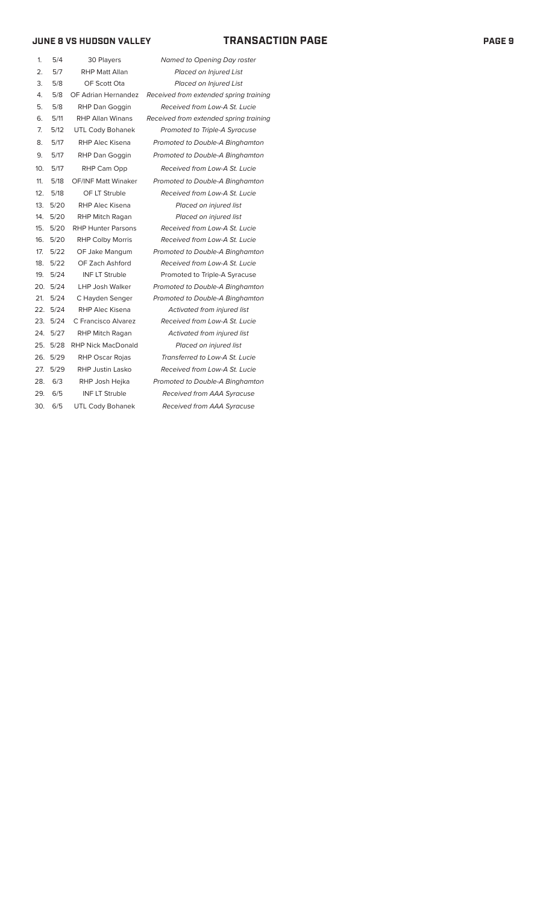## TRANSACTION PAGE

| | | | |
|---|---|---|---|
| 1. | 5/4 | 30 Players | *Named to Opening Day roster* |
| 2. | 5/7 | RHP Matt Allan | *Placed on Injured List* |
| 3. | 5/8 | OF Scott Ota | *Placed on Injured List* |
| 4. | 5/8 | OF Adrian Hernandez | *Received from extended spring training* |
| 5. | 5/8 | RHP Dan Goggin | *Received from Low-A St. Lucie* |
| 6. | 5/11 | RHP Allan Winans | *Received from extended spring training* |
| 7. | 5/12 | UTL Cody Bohanek | *Promoted to Triple-A Syracuse* |
| 8. | 5/17 | RHP Alec Kisena | *Promoted to Double-A Binghamton* |
| 9. | 5/17 | RHP Dan Goggin | *Promoted to Double-A Binghamton* |
| 10. | 5/17 | RHP Cam Opp | *Received from Low-A St. Lucie* |
| 11. | 5/18 | OF/INF Matt Winaker | *Promoted to Double-A Binghamton* |
| 12. | 5/18 | OF LT Struble | *Received from Low-A St. Lucie* |
| 13. | 5/20 | RHP Alec Kisena | *Placed on injured list* |
| 14. | 5/20 | RHP Mitch Ragan | *Placed on injured list* |
| 15. | 5/20 | RHP Hunter Parsons | *Received from Low-A St. Lucie* |
| 16. | 5/20 | RHP Colby Morris | *Received from Low-A St. Lucie* |
| 17. | 5/22 | OF Jake Mangum | *Promoted to Double-A Binghamton* |
| 18. | 5/22 | OF Zach Ashford | *Received from Low-A St. Lucie* |
| 19. | 5/24 | INF LT Struble | Promoted to Triple-A Syracuse |
| 20. | 5/24 | LHP Josh Walker | *Promoted to Double-A Binghamton* |
| 21. | 5/24 | C Hayden Senger | *Promoted to Double-A Binghamton* |
| 22. | 5/24 | RHP Alec Kisena | *Activated from injured list* |
| 23. | 5/24 | C Francisco Alvarez | *Received from Low-A St. Lucie* |
| 24. | 5/27 | RHP Mitch Ragan | *Activated from injured list* |
| 25. | 5/28 | RHP Nick MacDonald | *Placed on injured list* |
| 26. | 5/29 | RHP Oscar Rojas | *Transferred to Low-A St. Lucie* |
| 27. | 5/29 | RHP Justin Lasko | *Received from Low-A St. Lucie* |
| 28. | 6/3 | RHP Josh Hejka | *Promoted to Double-A Binghamton* |
| 29. | 6/5 | INF LT Struble | *Received from AAA Syracuse* |
| 30. | 6/5 | UTL Cody Bohanek | *Received from AAA Syracuse* |